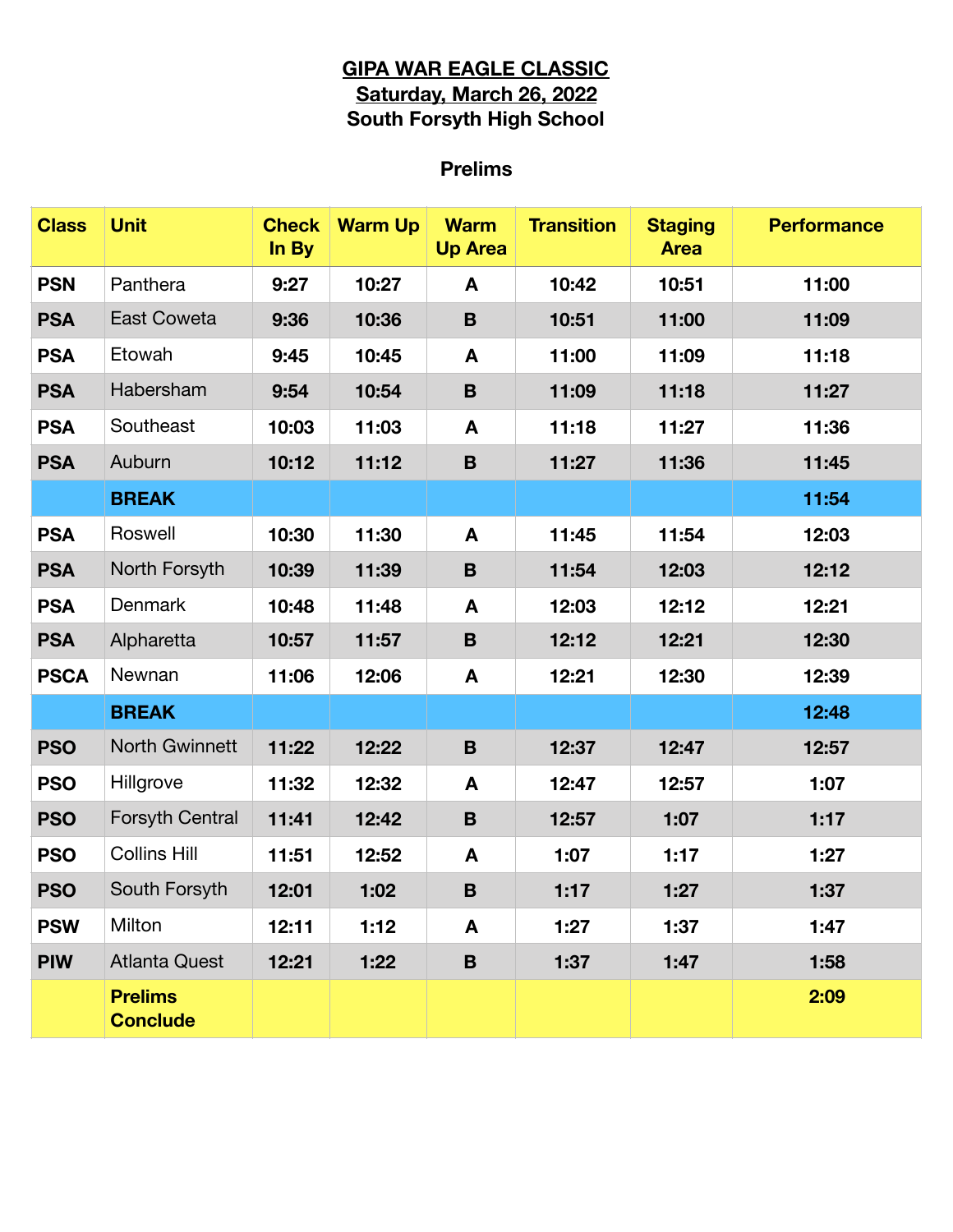# GIPA WAR EAGLE CLASSIC

## Saturday, March 26, 2022

## South Forsyth High School

### Prelims

| Class | Unit | Check In By | Warm Up | Warm Up Area | Transition | Staging Area | Performance |
|---|---|---|---|---|---|---|---|
| PSN | Panthera | 9:27 | 10:27 | A | 10:42 | 10:51 | 11:00 |
| PSA | East Coweta | 9:36 | 10:36 | B | 10:51 | 11:00 | 11:09 |
| PSA | Etowah | 9:45 | 10:45 | A | 11:00 | 11:09 | 11:18 |
| PSA | Habersham | 9:54 | 10:54 | B | 11:09 | 11:18 | 11:27 |
| PSA | Southeast | 10:03 | 11:03 | A | 11:18 | 11:27 | 11:36 |
| PSA | Auburn | 10:12 | 11:12 | B | 11:27 | 11:36 | 11:45 |
| | **BREAK** | | | | | | 11:54 |
| PSA | Roswell | 10:30 | 11:30 | A | 11:45 | 11:54 | 12:03 |
| PSA | North Forsyth | 10:39 | 11:39 | B | 11:54 | 12:03 | 12:12 |
| PSA | Denmark | 10:48 | 11:48 | A | 12:03 | 12:12 | 12:21 |
| PSA | Alpharetta | 10:57 | 11:57 | B | 12:12 | 12:21 | 12:30 |
| PSCA | Newnan | 11:06 | 12:06 | A | 12:21 | 12:30 | 12:39 |
| | **BREAK** | | | | | | 12:48 |
| PSO | North Gwinnett | 11:22 | 12:22 | B | 12:37 | 12:47 | 12:57 |
| PSO | Hillgrove | 11:32 | 12:32 | A | 12:47 | 12:57 | 1:07 |
| PSO | Forsyth Central | 11:41 | 12:42 | B | 12:57 | 1:07 | 1:17 |
| PSO | Collins Hill | 11:51 | 12:52 | A | 1:07 | 1:17 | 1:27 |
| PSO | South Forsyth | 12:01 | 1:02 | B | 1:17 | 1:27 | 1:37 |
| PSW | Milton | 12:11 | 1:12 | A | 1:27 | 1:37 | 1:47 |
| PIW | Atlanta Quest | 12:21 | 1:22 | B | 1:37 | 1:47 | 1:58 |
| | **Prelims Conclude** | | | | | | 2:09 |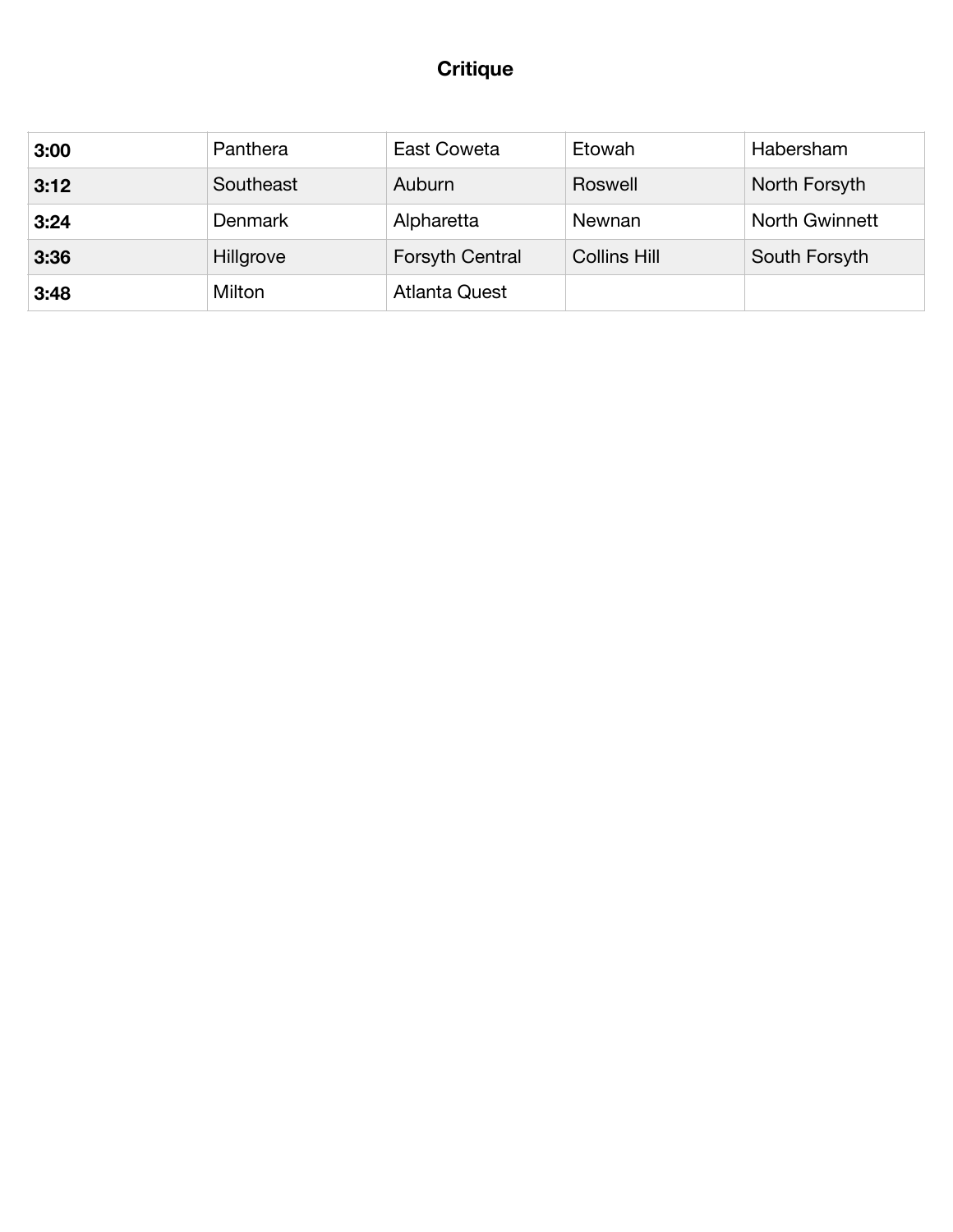# Critique

| | | | | |
|---|---|---|---|---|
| **3:00** | Panthera | East Coweta | Etowah | Habersham |
| **3:12** | Southeast | Auburn | Roswell | North Forsyth |
| **3:24** | Denmark | Alpharetta | Newnan | North Gwinnett |
| **3:36** | Hillgrove | Forsyth Central | Collins Hill | South Forsyth |
| **3:48** | Milton | Atlanta Quest | | |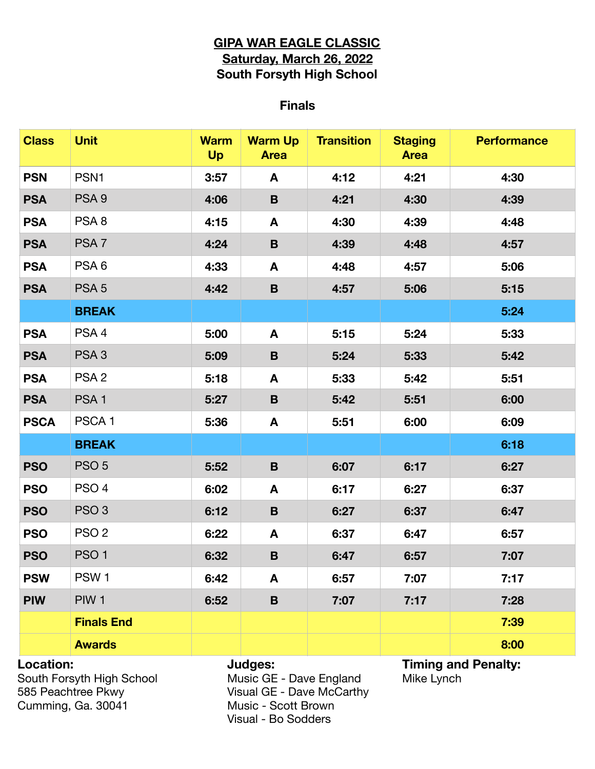**GIPA WAR EAGLE CLASSIC**
**Saturday, March 26, 2022**
**South Forsyth High School**

**Finals**

| Class | Unit | Warm Up | Warm Up Area | Transition | Staging Area | Performance |
|---|---|---|---|---|---|---|
| PSN | PSN1 | 3:57 | A | 4:12 | 4:21 | 4:30 |
| PSA | PSA 9 | 4:06 | B | 4:21 | 4:30 | 4:39 |
| PSA | PSA 8 | 4:15 | A | 4:30 | 4:39 | 4:48 |
| PSA | PSA 7 | 4:24 | B | 4:39 | 4:48 | 4:57 |
| PSA | PSA 6 | 4:33 | A | 4:48 | 4:57 | 5:06 |
| PSA | PSA 5 | 4:42 | B | 4:57 | 5:06 | 5:15 |
| | **BREAK** | | | | | 5:24 |
| PSA | PSA 4 | 5:00 | A | 5:15 | 5:24 | 5:33 |
| PSA | PSA 3 | 5:09 | B | 5:24 | 5:33 | 5:42 |
| PSA | PSA 2 | 5:18 | A | 5:33 | 5:42 | 5:51 |
| PSA | PSA 1 | 5:27 | B | 5:42 | 5:51 | 6:00 |
| PSCA | PSCA 1 | 5:36 | A | 5:51 | 6:00 | 6:09 |
| | **BREAK** | | | | | 6:18 |
| PSO | PSO 5 | 5:52 | B | 6:07 | 6:17 | 6:27 |
| PSO | PSO 4 | 6:02 | A | 6:17 | 6:27 | 6:37 |
| PSO | PSO 3 | 6:12 | B | 6:27 | 6:37 | 6:47 |
| PSO | PSO 2 | 6:22 | A | 6:37 | 6:47 | 6:57 |
| PSO | PSO 1 | 6:32 | B | 6:47 | 6:57 | 7:07 |
| PSW | PSW 1 | 6:42 | A | 6:57 | 7:07 | 7:17 |
| PIW | PIW 1 | 6:52 | B | 7:07 | 7:17 | 7:28 |
| | **Finals End** | | | | | 7:39 |
| | **Awards** | | | | | 8:00 |

**Location:**
South Forsyth High School
585 Peachtree Pkwy
Cumming, Ga. 30041

**Judges:**
Music GE - Dave England
Visual GE - Dave McCarthy
Music - Scott Brown
Visual - Bo Sodders

**Timing and Penalty:**
Mike Lynch